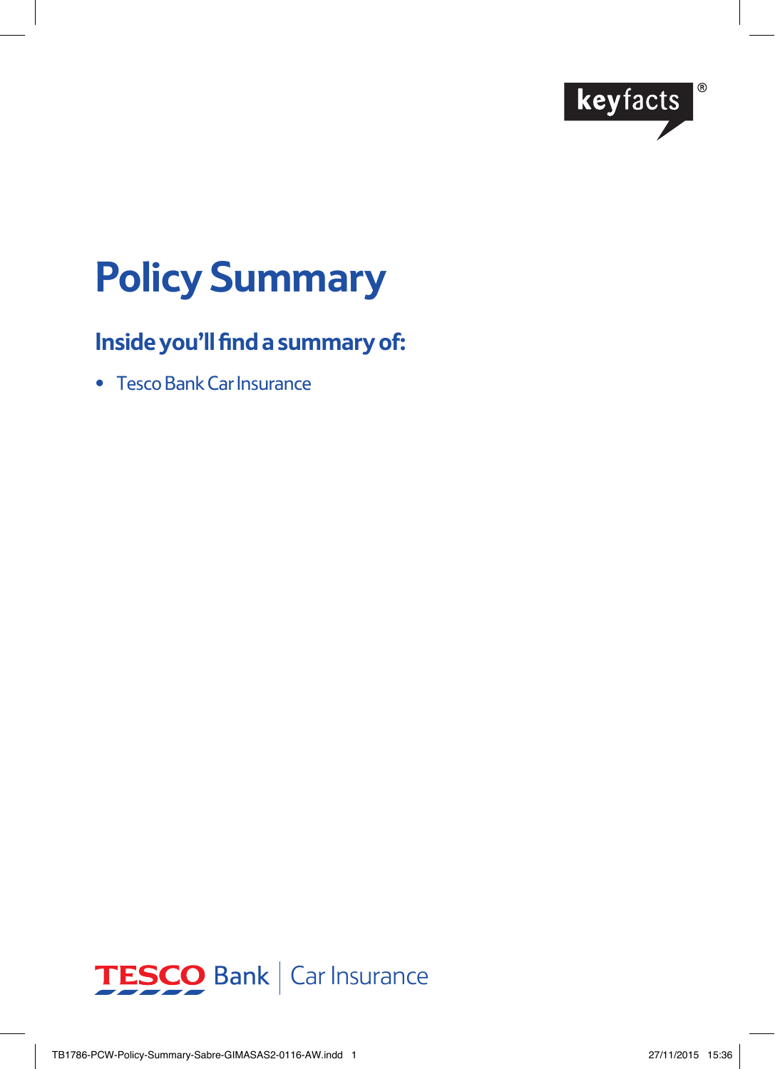keyfacts®

# Policy Summary

## Inside you'll find a summary of:

- Tesco Bank Car Insurance

TESCO Bank | Car Insurance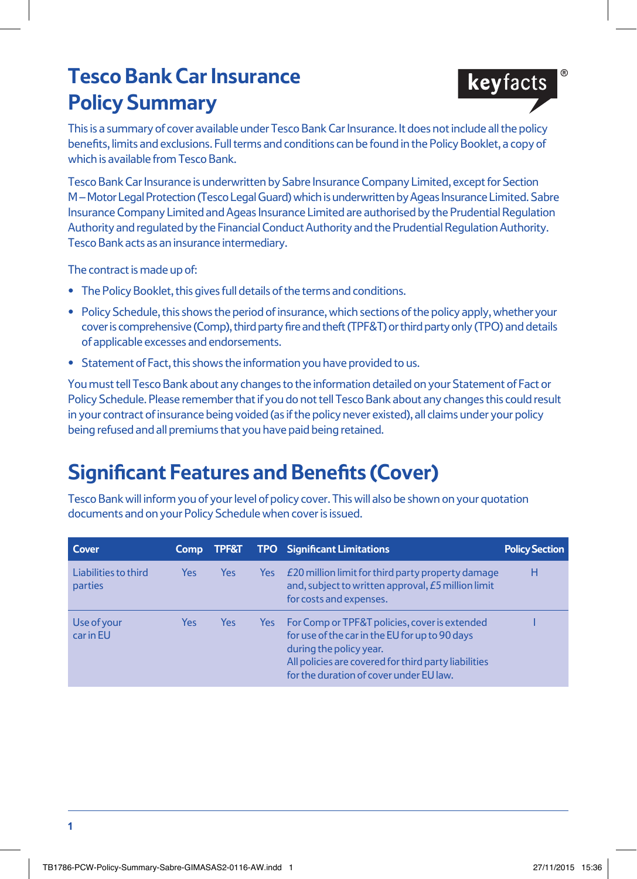# Tesco Bank Car Insurance Policy Summary

keyfacts®

This is a summary of cover available under Tesco Bank Car Insurance. It does not include all the policy benefits, limits and exclusions. Full terms and conditions can be found in the Policy Booklet, a copy of which is available from Tesco Bank.

Tesco Bank Car Insurance is underwritten by Sabre Insurance Company Limited, except for Section M – Motor Legal Protection (Tesco Legal Guard) which is underwritten by Ageas Insurance Limited. Sabre Insurance Company Limited and Ageas Insurance Limited are authorised by the Prudential Regulation Authority and regulated by the Financial Conduct Authority and the Prudential Regulation Authority. Tesco Bank acts as an insurance intermediary.

The contract is made up of:

- The Policy Booklet, this gives full details of the terms and conditions.
- Policy Schedule, this shows the period of insurance, which sections of the policy apply, whether your cover is comprehensive (Comp), third party fire and theft (TPF&T) or third party only (TPO) and details of applicable excesses and endorsements.
- Statement of Fact, this shows the information you have provided to us.

You must tell Tesco Bank about any changes to the information detailed on your Statement of Fact or Policy Schedule. Please remember that if you do not tell Tesco Bank about any changes this could result in your contract of insurance being voided (as if the policy never existed), all claims under your policy being refused and all premiums that you have paid being retained.

## Significant Features and Benefits (Cover)

Tesco Bank will inform you of your level of policy cover. This will also be shown on your quotation documents and on your Policy Schedule when cover is issued.

| Cover | Comp | TPF&T | TPO | Significant Limitations | Policy Section |
|---|---|---|---|---|---|
| Liabilities to third parties | Yes | Yes | Yes | £20 million limit for third party property damage and, subject to written approval, £5 million limit for costs and expenses. | H |
| Use of your car in EU | Yes | Yes | Yes | For Comp or TPF&T policies, cover is extended for use of the car in the EU for up to 90 days during the policy year. All policies are covered for third party liabilities for the duration of cover under EU law. | I |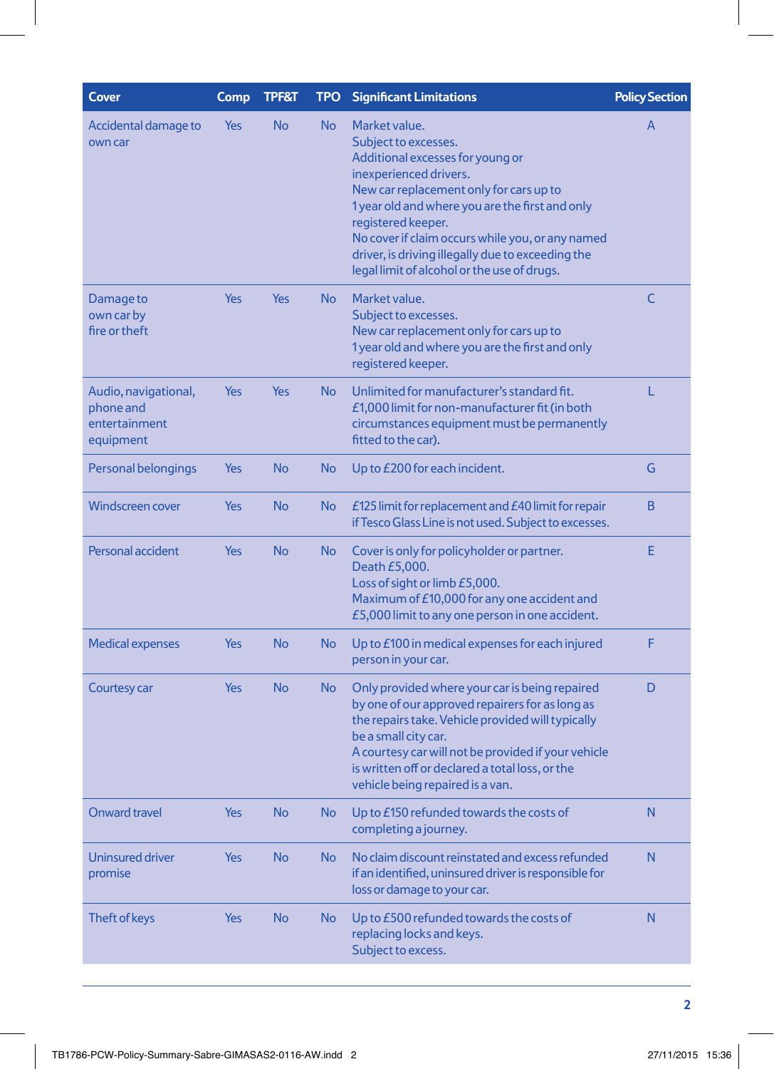| Cover | Comp | TPF&T | TPO | Significant Limitations | Policy Section |
|---|---|---|---|---|---|
| Accidental damage to own car | Yes | No | No | Market value. Subject to excesses. Additional excesses for young or inexperienced drivers. New car replacement only for cars up to 1 year old and where you are the first and only registered keeper. No cover if claim occurs while you, or any named driver, is driving illegally due to exceeding the legal limit of alcohol or the use of drugs. | A |
| Damage to own car by fire or theft | Yes | Yes | No | Market value. Subject to excesses. New car replacement only for cars up to 1 year old and where you are the first and only registered keeper. | C |
| Audio, navigational, phone and entertainment equipment | Yes | Yes | No | Unlimited for manufacturer's standard fit. £1,000 limit for non-manufacturer fit (in both circumstances equipment must be permanently fitted to the car). | L |
| Personal belongings | Yes | No | No | Up to £200 for each incident. | G |
| Windscreen cover | Yes | No | No | £125 limit for replacement and £40 limit for repair if Tesco Glass Line is not used. Subject to excesses. | B |
| Personal accident | Yes | No | No | Cover is only for policyholder or partner. Death £5,000. Loss of sight or limb £5,000. Maximum of £10,000 for any one accident and £5,000 limit to any one person in one accident. | E |
| Medical expenses | Yes | No | No | Up to £100 in medical expenses for each injured person in your car. | F |
| Courtesy car | Yes | No | No | Only provided where your car is being repaired by one of our approved repairers for as long as the repairs take. Vehicle provided will typically be a small city car. A courtesy car will not be provided if your vehicle is written off or declared a total loss, or the vehicle being repaired is a van. | D |
| Onward travel | Yes | No | No | Up to £150 refunded towards the costs of completing a journey. | N |
| Uninsured driver promise | Yes | No | No | No claim discount reinstated and excess refunded if an identified, uninsured driver is responsible for loss or damage to your car. | N |
| Theft of keys | Yes | No | No | Up to £500 refunded towards the costs of replacing locks and keys. Subject to excess. | N |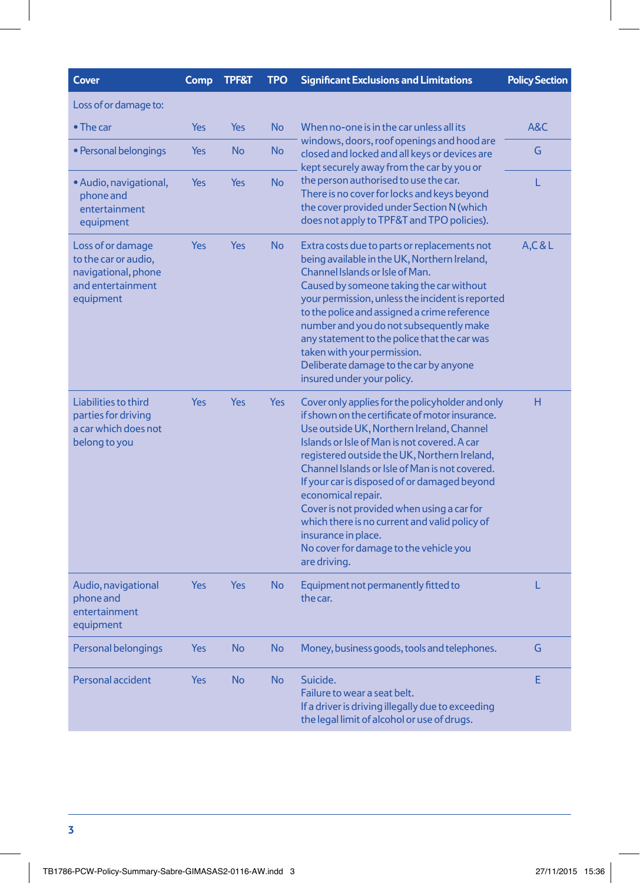| Cover | Comp | TPF&T | TPO | Significant Exclusions and Limitations | Policy Section |
|---|---|---|---|---|---|
| Loss of or damage to: | | | | | |
| • The car | Yes | Yes | No | When no-one is in the car unless all its windows, doors, roof openings and hood are closed and locked and all keys or devices are kept securely away from the car by you or the person authorised to use the car. There is no cover for locks and keys beyond the cover provided under Section N (which does not apply to TPF&T and TPO policies). | A&C |
| • Personal belongings | Yes | No | No | | G |
| • Audio, navigational, phone and entertainment equipment | Yes | Yes | No | | L |
| Loss of or damage to the car or audio, navigational, phone and entertainment equipment | Yes | Yes | No | Extra costs due to parts or replacements not being available in the UK, Northern Ireland, Channel Islands or Isle of Man. Caused by someone taking the car without your permission, unless the incident is reported to the police and assigned a crime reference number and you do not subsequently make any statement to the police that the car was taken with your permission. Deliberate damage to the car by anyone insured under your policy. | A,C & L |
| Liabilities to third parties for driving a car which does not belong to you | Yes | Yes | Yes | Cover only applies for the policyholder and only if shown on the certificate of motor insurance. Use outside UK, Northern Ireland, Channel Islands or Isle of Man is not covered. A car registered outside the UK, Northern Ireland, Channel Islands or Isle of Man is not covered. If your car is disposed of or damaged beyond economical repair. Cover is not provided when using a car for which there is no current and valid policy of insurance in place. No cover for damage to the vehicle you are driving. | H |
| Audio, navigational phone and entertainment equipment | Yes | Yes | No | Equipment not permanently fitted to the car. | L |
| Personal belongings | Yes | No | No | Money, business goods, tools and telephones. | G |
| Personal accident | Yes | No | No | Suicide. Failure to wear a seat belt. If a driver is driving illegally due to exceeding the legal limit of alcohol or use of drugs. | E |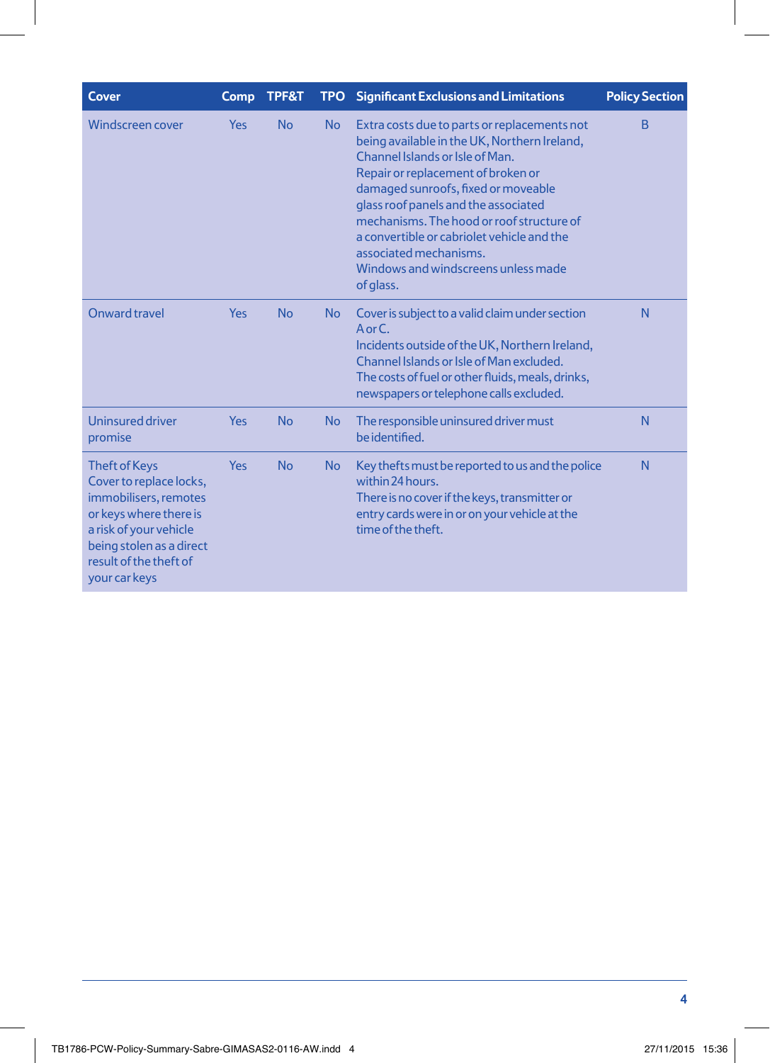| Cover | Comp | TPF&T | TPO | Significant Exclusions and Limitations | Policy Section |
|---|---|---|---|---|---|
| Windscreen cover | Yes | No | No | Extra costs due to parts or replacements not being available in the UK, Northern Ireland, Channel Islands or Isle of Man.<br>Repair or replacement of broken or damaged sunroofs, fixed or moveable glass roof panels and the associated mechanisms. The hood or roof structure of a convertible or cabriolet vehicle and the associated mechanisms.<br>Windows and windscreens unless made of glass. | B |
| Onward travel | Yes | No | No | Cover is subject to a valid claim under section A or C.<br>Incidents outside of the UK, Northern Ireland, Channel Islands or Isle of Man excluded.<br>The costs of fuel or other fluids, meals, drinks, newspapers or telephone calls excluded. | N |
| Uninsured driver promise | Yes | No | No | The responsible uninsured driver must be identified. | N |
| Theft of Keys<br>Cover to replace locks, immobilisers, remotes or keys where there is a risk of your vehicle being stolen as a direct result of the theft of your car keys | Yes | No | No | Key thefts must be reported to us and the police within 24 hours.<br>There is no cover if the keys, transmitter or entry cards were in or on your vehicle at the time of the theft. | N |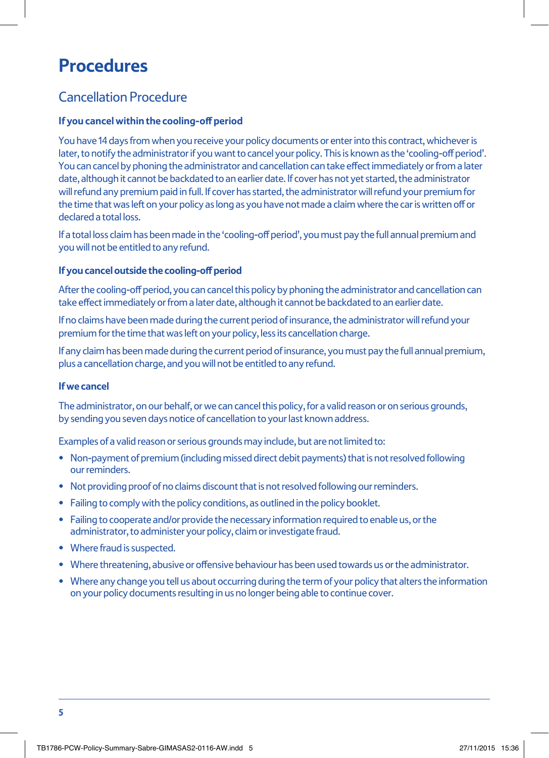# Procedures

## Cancellation Procedure

### If you cancel within the cooling-off period

You have 14 days from when you receive your policy documents or enter into this contract, whichever is later, to notify the administrator if you want to cancel your policy. This is known as the 'cooling-off period'. You can cancel by phoning the administrator and cancellation can take effect immediately or from a later date, although it cannot be backdated to an earlier date. If cover has not yet started, the administrator will refund any premium paid in full. If cover has started, the administrator will refund your premium for the time that was left on your policy as long as you have not made a claim where the car is written off or declared a total loss.

If a total loss claim has been made in the 'cooling-off period', you must pay the full annual premium and you will not be entitled to any refund.

### If you cancel outside the cooling-off period

After the cooling-off period, you can cancel this policy by phoning the administrator and cancellation can take effect immediately or from a later date, although it cannot be backdated to an earlier date.

If no claims have been made during the current period of insurance, the administrator will refund your premium for the time that was left on your policy, less its cancellation charge.

If any claim has been made during the current period of insurance, you must pay the full annual premium, plus a cancellation charge, and you will not be entitled to any refund.

### If we cancel

The administrator, on our behalf, or we can cancel this policy, for a valid reason or on serious grounds, by sending you seven days notice of cancellation to your last known address.

Examples of a valid reason or serious grounds may include, but are not limited to:

- Non-payment of premium (including missed direct debit payments) that is not resolved following our reminders.
- Not providing proof of no claims discount that is not resolved following our reminders.
- Failing to comply with the policy conditions, as outlined in the policy booklet.
- Failing to cooperate and/or provide the necessary information required to enable us, or the administrator, to administer your policy, claim or investigate fraud.
- Where fraud is suspected.
- Where threatening, abusive or offensive behaviour has been used towards us or the administrator.
- Where any change you tell us about occurring during the term of your policy that alters the information on your policy documents resulting in us no longer being able to continue cover.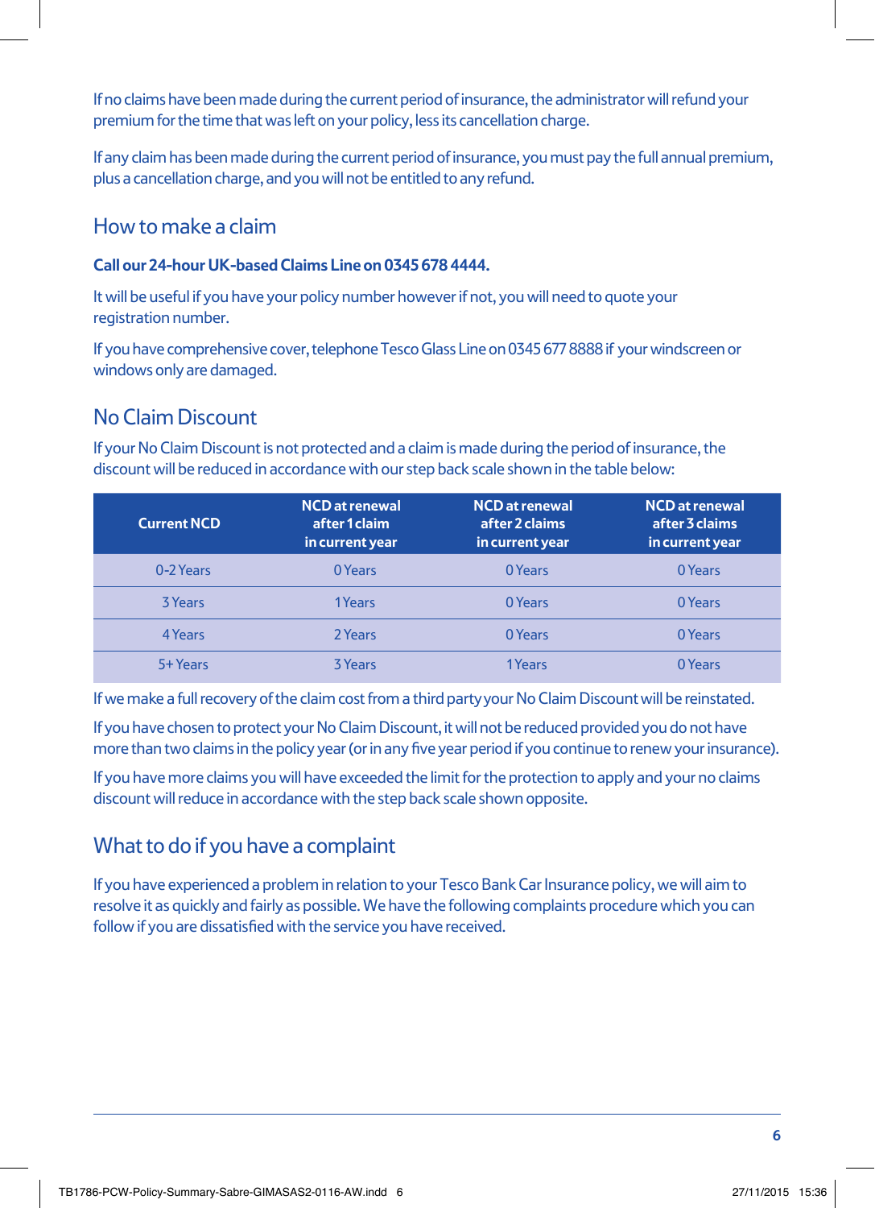If no claims have been made during the current period of insurance, the administrator will refund your premium for the time that was left on your policy, less its cancellation charge.

If any claim has been made during the current period of insurance, you must pay the full annual premium, plus a cancellation charge, and you will not be entitled to any refund.

## How to make a claim

**Call our 24-hour UK-based Claims Line on 0345 678 4444.**

It will be useful if you have your policy number however if not, you will need to quote your registration number.

If you have comprehensive cover, telephone Tesco Glass Line on 0345 677 8888 if your windscreen or windows only are damaged.

## No Claim Discount

If your No Claim Discount is not protected and a claim is made during the period of insurance, the discount will be reduced in accordance with our step back scale shown in the table below:

| Current NCD | NCD at renewal after 1 claim in current year | NCD at renewal after 2 claims in current year | NCD at renewal after 3 claims in current year |
|---|---|---|---|
| 0-2 Years | 0 Years | 0 Years | 0 Years |
| 3 Years | 1 Years | 0 Years | 0 Years |
| 4 Years | 2 Years | 0 Years | 0 Years |
| 5+ Years | 3 Years | 1 Years | 0 Years |

If we make a full recovery of the claim cost from a third party your No Claim Discount will be reinstated.

If you have chosen to protect your No Claim Discount, it will not be reduced provided you do not have more than two claims in the policy year (or in any five year period if you continue to renew your insurance).

If you have more claims you will have exceeded the limit for the protection to apply and your no claims discount will reduce in accordance with the step back scale shown opposite.

## What to do if you have a complaint

If you have experienced a problem in relation to your Tesco Bank Car Insurance policy, we will aim to resolve it as quickly and fairly as possible. We have the following complaints procedure which you can follow if you are dissatisfied with the service you have received.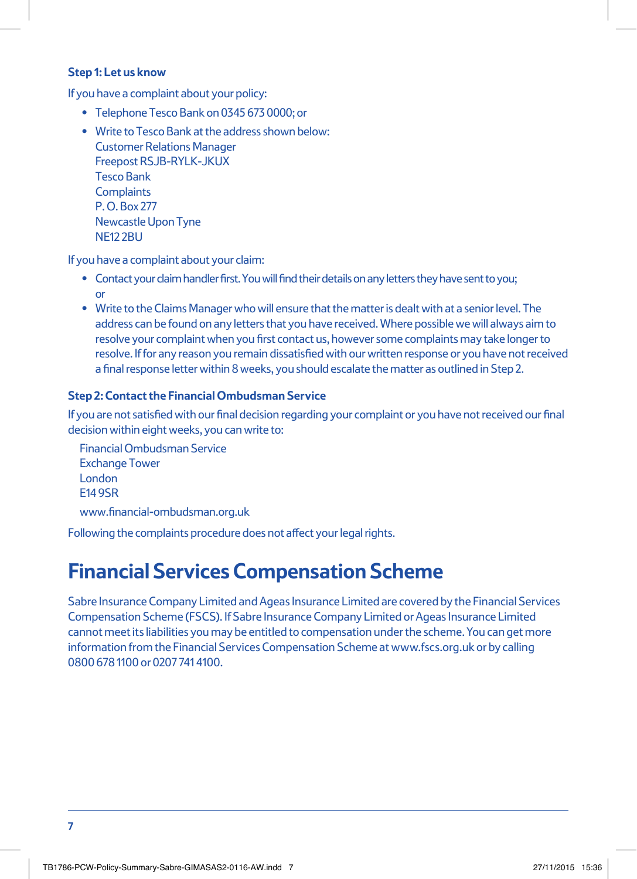### Step 1: Let us know

If you have a complaint about your policy:

- Telephone Tesco Bank on 0345 673 0000; or
- Write to Tesco Bank at the address shown below:  
  Customer Relations Manager  
  Freepost RSJB-RYLK-JKUX  
  Tesco Bank  
  Complaints  
  P. O. Box 277  
  Newcastle Upon Tyne  
  NE12 2BU

If you have a complaint about your claim:

- Contact your claim handler first. You will find their details on any letters they have sent to you; or
- Write to the Claims Manager who will ensure that the matter is dealt with at a senior level. The address can be found on any letters that you have received. Where possible we will always aim to resolve your complaint when you first contact us, however some complaints may take longer to resolve. If for any reason you remain dissatisfied with our written response or you have not received a final response letter within 8 weeks, you should escalate the matter as outlined in Step 2.

### Step 2: Contact the Financial Ombudsman Service

If you are not satisfied with our final decision regarding your complaint or you have not received our final decision within eight weeks, you can write to:

Financial Ombudsman Service  
Exchange Tower  
London  
E14 9SR

www.financial-ombudsman.org.uk

Following the complaints procedure does not affect your legal rights.

# Financial Services Compensation Scheme

Sabre Insurance Company Limited and Ageas Insurance Limited are covered by the Financial Services Compensation Scheme (FSCS). If Sabre Insurance Company Limited or Ageas Insurance Limited cannot meet its liabilities you may be entitled to compensation under the scheme. You can get more information from the Financial Services Compensation Scheme at www.fscs.org.uk or by calling 0800 678 1100 or 0207 741 4100.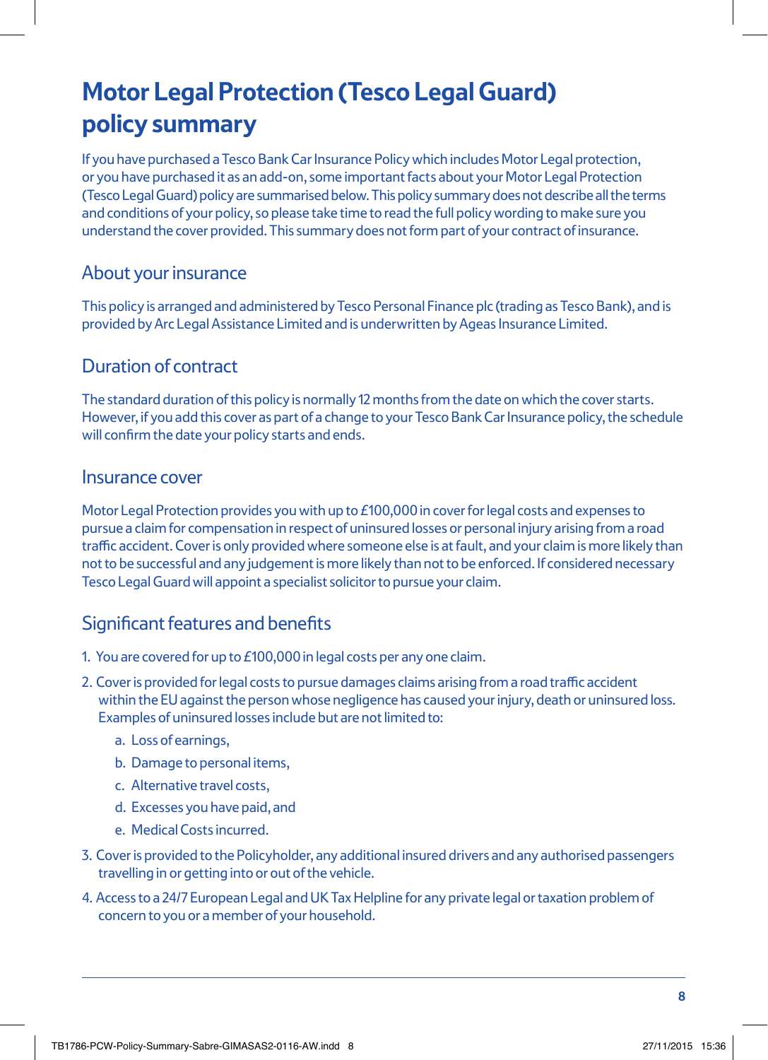# Motor Legal Protection (Tesco Legal Guard) policy summary

If you have purchased a Tesco Bank Car Insurance Policy which includes Motor Legal protection, or you have purchased it as an add-on, some important facts about your Motor Legal Protection (Tesco Legal Guard) policy are summarised below. This policy summary does not describe all the terms and conditions of your policy, so please take time to read the full policy wording to make sure you understand the cover provided. This summary does not form part of your contract of insurance.

## About your insurance

This policy is arranged and administered by Tesco Personal Finance plc (trading as Tesco Bank), and is provided by Arc Legal Assistance Limited and is underwritten by Ageas Insurance Limited.

## Duration of contract

The standard duration of this policy is normally 12 months from the date on which the cover starts. However, if you add this cover as part of a change to your Tesco Bank Car Insurance policy, the schedule will confirm the date your policy starts and ends.

## Insurance cover

Motor Legal Protection provides you with up to £100,000 in cover for legal costs and expenses to pursue a claim for compensation in respect of uninsured losses or personal injury arising from a road traffic accident. Cover is only provided where someone else is at fault, and your claim is more likely than not to be successful and any judgement is more likely than not to be enforced. If considered necessary Tesco Legal Guard will appoint a specialist solicitor to pursue your claim.

## Significant features and benefits

1. You are covered for up to £100,000 in legal costs per any one claim.
2. Cover is provided for legal costs to pursue damages claims arising from a road traffic accident within the EU against the person whose negligence has caused your injury, death or uninsured loss. Examples of uninsured losses include but are not limited to:
   a. Loss of earnings,
   b. Damage to personal items,
   c. Alternative travel costs,
   d. Excesses you have paid, and
   e. Medical Costs incurred.
3. Cover is provided to the Policyholder, any additional insured drivers and any authorised passengers travelling in or getting into or out of the vehicle.
4. Access to a 24/7 European Legal and UK Tax Helpline for any private legal or taxation problem of concern to you or a member of your household.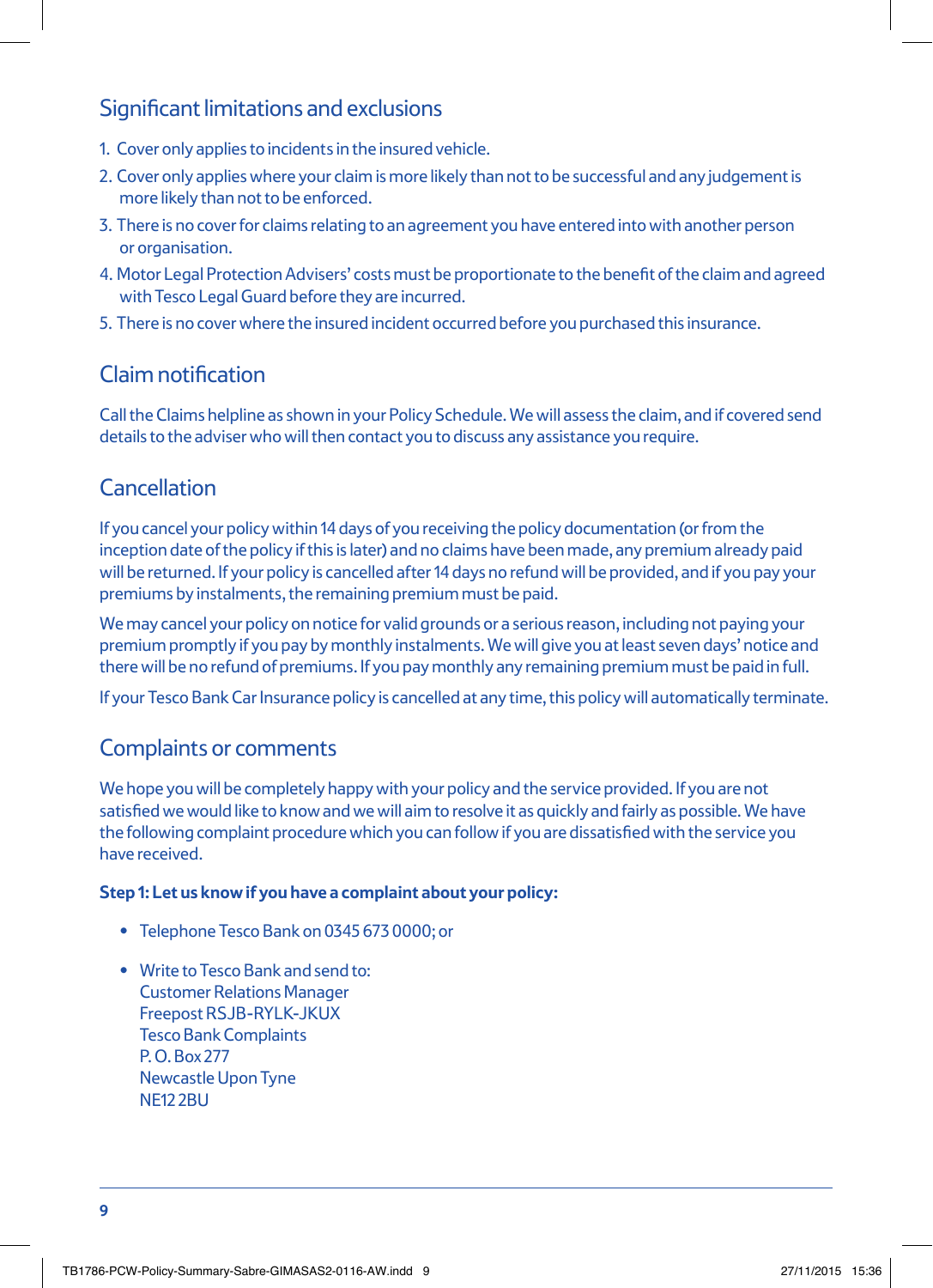## Significant limitations and exclusions

1. Cover only applies to incidents in the insured vehicle.
2. Cover only applies where your claim is more likely than not to be successful and any judgement is more likely than not to be enforced.
3. There is no cover for claims relating to an agreement you have entered into with another person or organisation.
4. Motor Legal Protection Advisers' costs must be proportionate to the benefit of the claim and agreed with Tesco Legal Guard before they are incurred.
5. There is no cover where the insured incident occurred before you purchased this insurance.

## Claim notification

Call the Claims helpline as shown in your Policy Schedule. We will assess the claim, and if covered send details to the adviser who will then contact you to discuss any assistance you require.

## Cancellation

If you cancel your policy within 14 days of you receiving the policy documentation (or from the inception date of the policy if this is later) and no claims have been made, any premium already paid will be returned. If your policy is cancelled after 14 days no refund will be provided, and if you pay your premiums by instalments, the remaining premium must be paid.

We may cancel your policy on notice for valid grounds or a serious reason, including not paying your premium promptly if you pay by monthly instalments. We will give you at least seven days' notice and there will be no refund of premiums. If you pay monthly any remaining premium must be paid in full.

If your Tesco Bank Car Insurance policy is cancelled at any time, this policy will automatically terminate.

## Complaints or comments

We hope you will be completely happy with your policy and the service provided. If you are not satisfied we would like to know and we will aim to resolve it as quickly and fairly as possible. We have the following complaint procedure which you can follow if you are dissatisfied with the service you have received.

**Step 1: Let us know if you have a complaint about your policy:**

- Telephone Tesco Bank on 0345 673 0000; or
- Write to Tesco Bank and send to:
  Customer Relations Manager
  Freepost RSJB-RYLK-JKUX
  Tesco Bank Complaints
  P. O. Box 277
  Newcastle Upon Tyne
  NE12 2BU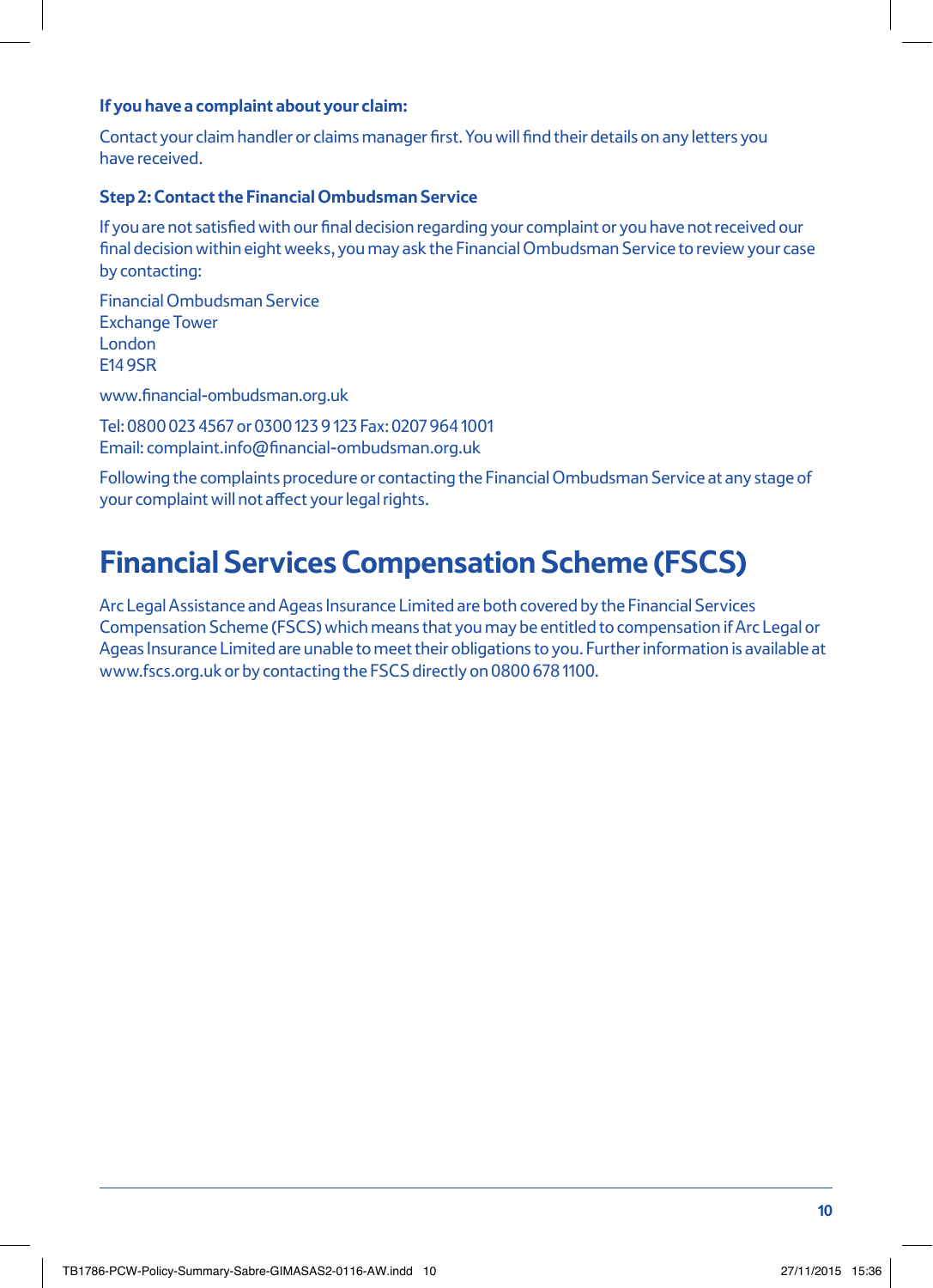**If you have a complaint about your claim:**

Contact your claim handler or claims manager first. You will find their details on any letters you have received.

**Step 2: Contact the Financial Ombudsman Service**

If you are not satisfied with our final decision regarding your complaint or you have not received our final decision within eight weeks, you may ask the Financial Ombudsman Service to review your case by contacting:

Financial Ombudsman Service
Exchange Tower
London
E14 9SR

www.financial-ombudsman.org.uk

Tel: 0800 023 4567 or 0300 123 9 123 Fax: 0207 964 1001
Email: complaint.info@financial-ombudsman.org.uk

Following the complaints procedure or contacting the Financial Ombudsman Service at any stage of your complaint will not affect your legal rights.

# Financial Services Compensation Scheme (FSCS)

Arc Legal Assistance and Ageas Insurance Limited are both covered by the Financial Services Compensation Scheme (FSCS) which means that you may be entitled to compensation if Arc Legal or Ageas Insurance Limited are unable to meet their obligations to you. Further information is available at www.fscs.org.uk or by contacting the FSCS directly on 0800 678 1100.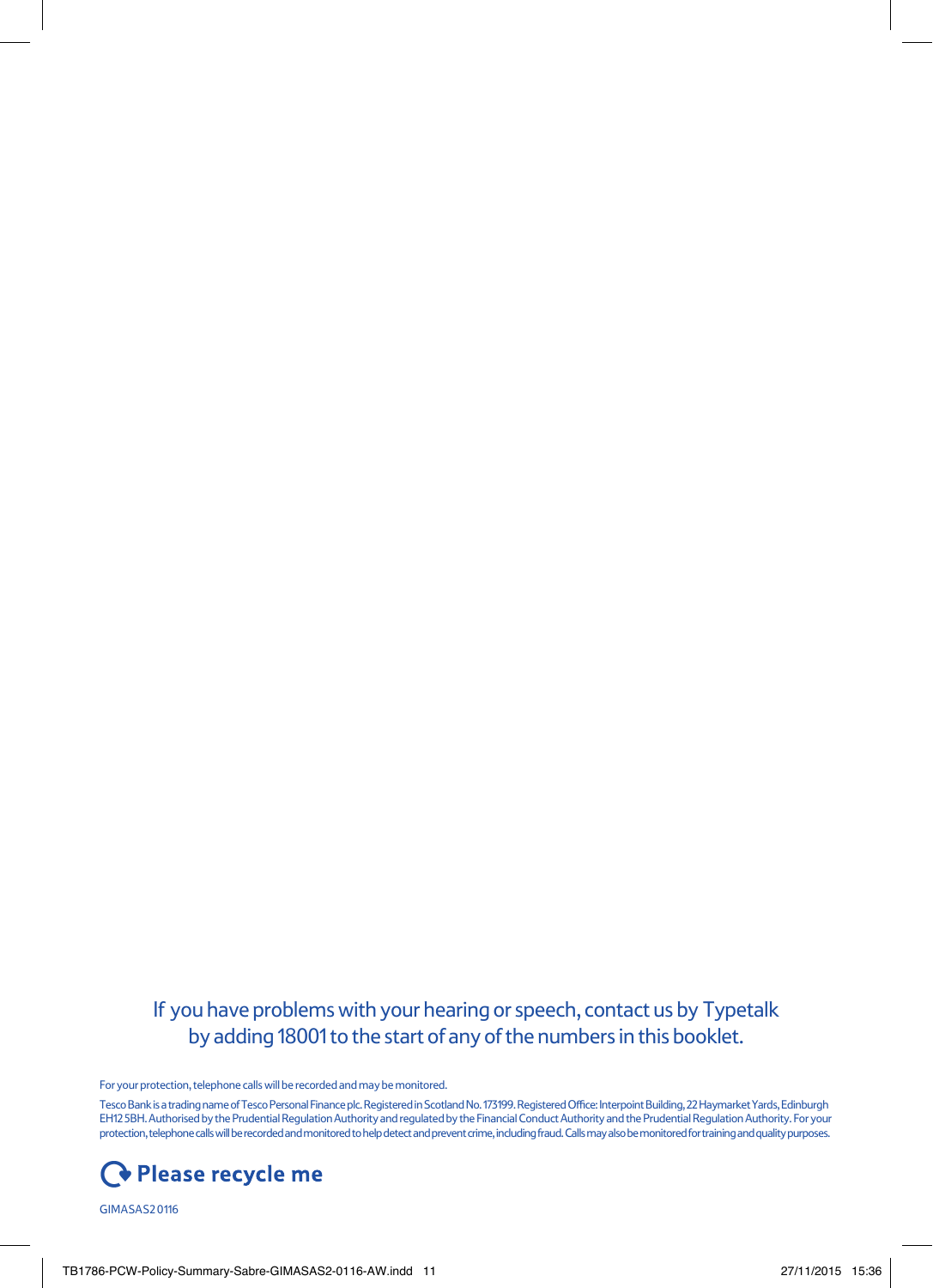If you have problems with your hearing or speech, contact us by Typetalk by adding 18001 to the start of any of the numbers in this booklet.

For your protection, telephone calls will be recorded and may be monitored.

Tesco Bank is a trading name of Tesco Personal Finance plc. Registered in Scotland No. 173199. Registered Office: Interpoint Building, 22 Haymarket Yards, Edinburgh EH12 5BH. Authorised by the Prudential Regulation Authority and regulated by the Financial Conduct Authority and the Prudential Regulation Authority. For your protection, telephone calls will be recorded and monitored to help detect and prevent crime, including fraud. Calls may also be monitored for training and quality purposes.

**Please recycle me**

GIMASAS2 0116